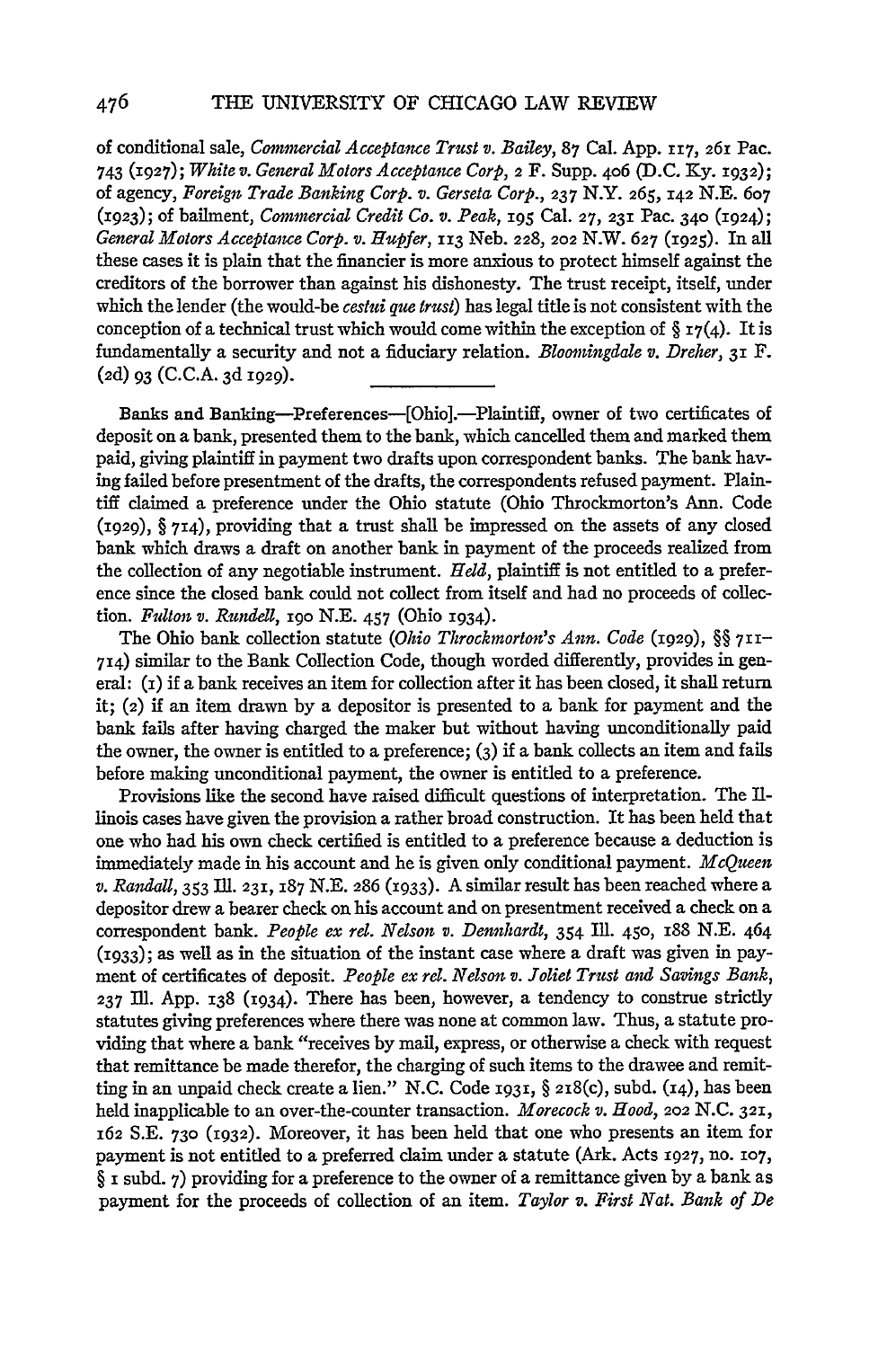of conditional sale, *Commercial Acceptance Trust v. Bailey*, 87 Cal. App. 117, 261 Pac. 743 (1927); *White v. General Motors Acceptance Corp*, 2 F. Supp. 406 (D.C. Ky. 1932); of agency, *Foreign Trade Banking Corp. v. Gerseta Corp.*, 237 N.Y. 265, 142 N.E. 607 (1923); of bailment, *Commercial Credit Co. v. Peak*, 195 Cal. 27, 231 Pac. 340 (1924); *General Motors Acceptance Corp. v. Hupfer*, 113 Neb. 228, 202 N.W. 627 (1925). In all these cases it is plain that the financier is more anxious to protect himself against the creditors of the borrower than against his dishonesty. The trust receipt, itself, under which the lender (the would-be *cestui que trust*) has legal title is not consistent with the conception of a technical trust which would come within the exception of § 17(4). It is fundamentally a security and not a fiduciary relation. *Bloomingdale v. Dreher*, 31 F. (2d) 93 (C.C.A. 3d 1929).

---

Banks and Banking—Preferences—[Ohio].—Plaintiff, owner of two certificates of deposit on a bank, presented them to the bank, which cancelled them and marked them paid, giving plaintiff in payment two drafts upon correspondent banks. The bank having failed before presentment of the drafts, the correspondents refused payment. Plaintiff claimed a preference under the Ohio statute (Ohio Throckmorton's Ann. Code (1929), § 714), providing that a trust shall be impressed on the assets of any closed bank which draws a draft on another bank in payment of the proceeds realized from the collection of any negotiable instrument. *Held*, plaintiff is not entitled to a preference since the closed bank could not collect from itself and had no proceeds of collection. *Fulton v. Rundell*, 190 N.E. 457 (Ohio 1934).

The Ohio bank collection statute (*Ohio Throckmorton's Ann. Code* (1929), §§ 711–714) similar to the Bank Collection Code, though worded differently, provides in general: (1) if a bank receives an item for collection after it has been closed, it shall return it; (2) if an item drawn by a depositor is presented to a bank for payment and the bank fails after having charged the maker but without having unconditionally paid the owner, the owner is entitled to a preference; (3) if a bank collects an item and fails before making unconditional payment, the owner is entitled to a preference.

Provisions like the second have raised difficult questions of interpretation. The Illinois cases have given the provision a rather broad construction. It has been held that one who had his own check certified is entitled to a preference because a deduction is immediately made in his account and he is given only conditional payment. *McQueen v. Randall*, 353 Ill. 231, 187 N.E. 286 (1933). A similar result has been reached where a depositor drew a bearer check on his account and on presentment received a check on a correspondent bank. *People ex rel. Nelson v. Dennhardt*, 354 Ill. 450, 188 N.E. 464 (1933); as well as in the situation of the instant case where a draft was given in payment of certificates of deposit. *People ex rel. Nelson v. Joliet Trust and Savings Bank*, 237 Ill. App. 138 (1934). There has been, however, a tendency to construe strictly statutes giving preferences where there was none at common law. Thus, a statute providing that where a bank "receives by mail, express, or otherwise a check with request that remittance be made therefor, the charging of such items to the drawee and remitting in an unpaid check create a lien." N.C. Code 1931, § 218(c), subd. (14), has been held inapplicable to an over-the-counter transaction. *Morecock v. Hood*, 202 N.C. 321, 162 S.E. 730 (1932). Moreover, it has been held that one who presents an item for payment is not entitled to a preferred claim under a statute (Ark. Acts 1927, no. 107, § 1 subd. 7) providing for a preference to the owner of a remittance given by a bank as payment for the proceeds of collection of an item. *Taylor v. First Nat. Bank of De*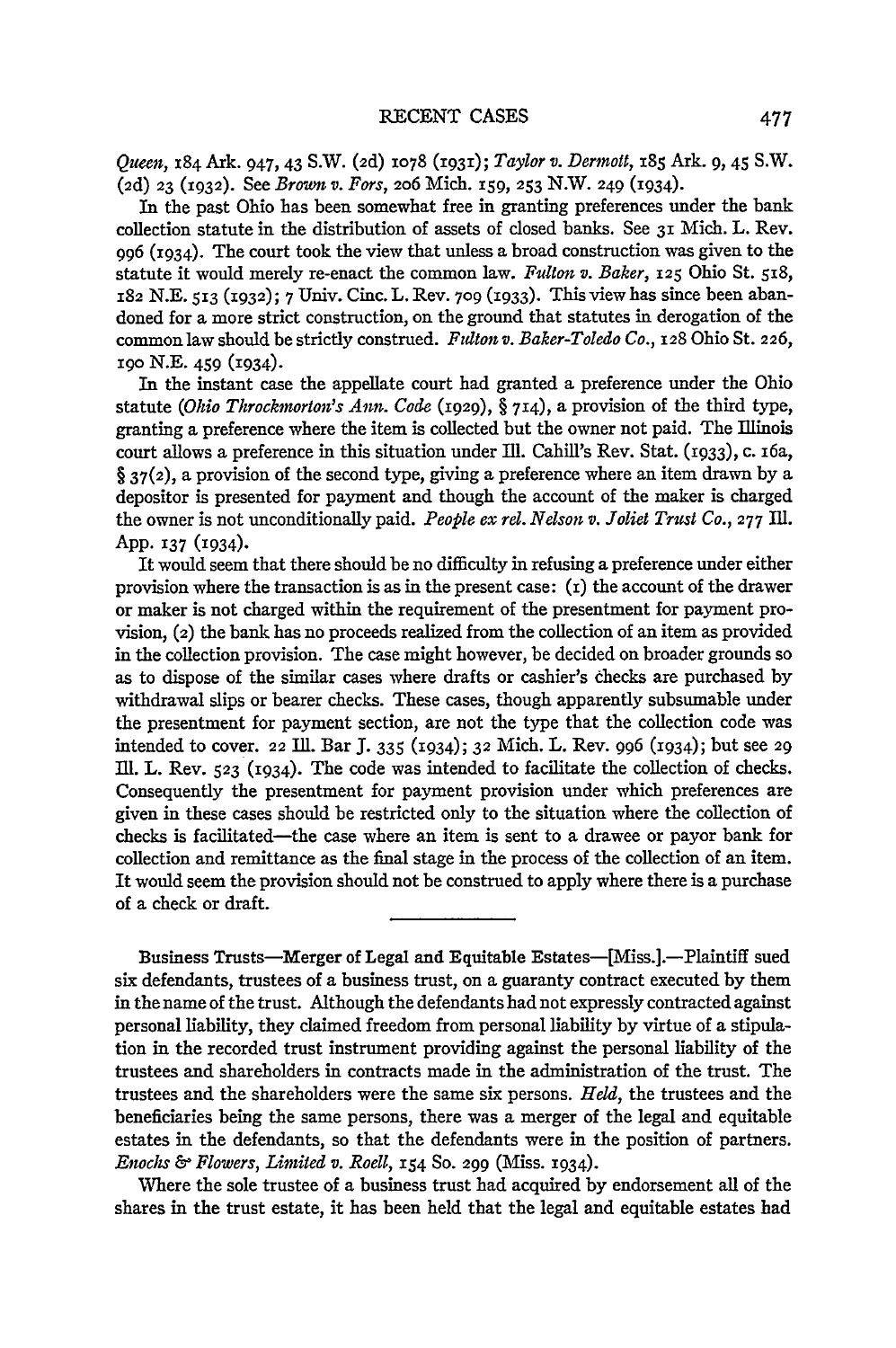*Queen*, 184 Ark. 947, 43 S.W. (2d) 1078 (1931); *Taylor v. Dermott*, 185 Ark. 9, 45 S.W. (2d) 23 (1932). See *Brown v. Fors*, 206 Mich. 159, 253 N.W. 249 (1934).

In the past Ohio has been somewhat free in granting preferences under the bank collection statute in the distribution of assets of closed banks. See 31 Mich. L. Rev. 996 (1934). The court took the view that unless a broad construction was given to the statute it would merely re-enact the common law. *Fulton v. Baker*, 125 Ohio St. 518, 182 N.E. 513 (1932); 7 Univ. Cinc. L. Rev. 709 (1933). This view has since been abandoned for a more strict construction, on the ground that statutes in derogation of the common law should be strictly construed. *Fulton v. Baker-Toledo Co.*, 128 Ohio St. 226, 190 N.E. 459 (1934).

In the instant case the appellate court had granted a preference under the Ohio statute (*Ohio Throckmorton's Ann. Code* (1929), § 714), a provision of the third type, granting a preference where the item is collected but the owner not paid. The Illinois court allows a preference in this situation under Ill. Cahill's Rev. Stat. (1933), c. 16a, § 37(2), a provision of the second type, giving a preference where an item drawn by a depositor is presented for payment and though the account of the maker is charged the owner is not unconditionally paid. *People ex rel. Nelson v. Joliet Trust Co.*, 277 Ill. App. 137 (1934).

It would seem that there should be no difficulty in refusing a preference under either provision where the transaction is as in the present case: (1) the account of the drawer or maker is not charged within the requirement of the presentment for payment provision, (2) the bank has no proceeds realized from the collection of an item as provided in the collection provision. The case might however, be decided on broader grounds so as to dispose of the similar cases where drafts or cashier's checks are purchased by withdrawal slips or bearer checks. These cases, though apparently subsumable under the presentment for payment section, are not the type that the collection code was intended to cover. 22 Ill. Bar J. 335 (1934); 32 Mich. L. Rev. 996 (1934); but see 29 Ill. L. Rev. 523 (1934). The code was intended to facilitate the collection of checks. Consequently the presentment for payment provision under which preferences are given in these cases should be restricted only to the situation where the collection of checks is facilitated—the case where an item is sent to a drawee or payor bank for collection and remittance as the final stage in the process of the collection of an item. It would seem the provision should not be construed to apply where there is a purchase of a check or draft.

---

Business Trusts—Merger of Legal and Equitable Estates—[Miss.].—Plaintiff sued six defendants, trustees of a business trust, on a guaranty contract executed by them in the name of the trust. Although the defendants had not expressly contracted against personal liability, they claimed freedom from personal liability by virtue of a stipulation in the recorded trust instrument providing against the personal liability of the trustees and shareholders in contracts made in the administration of the trust. The trustees and the shareholders were the same six persons. *Held*, the trustees and the beneficiaries being the same persons, there was a merger of the legal and equitable estates in the defendants, so that the defendants were in the position of partners. *Enochs & Flowers, Limited v. Roell*, 154 So. 299 (Miss. 1934).

Where the sole trustee of a business trust had acquired by endorsement all of the shares in the trust estate, it has been held that the legal and equitable estates had